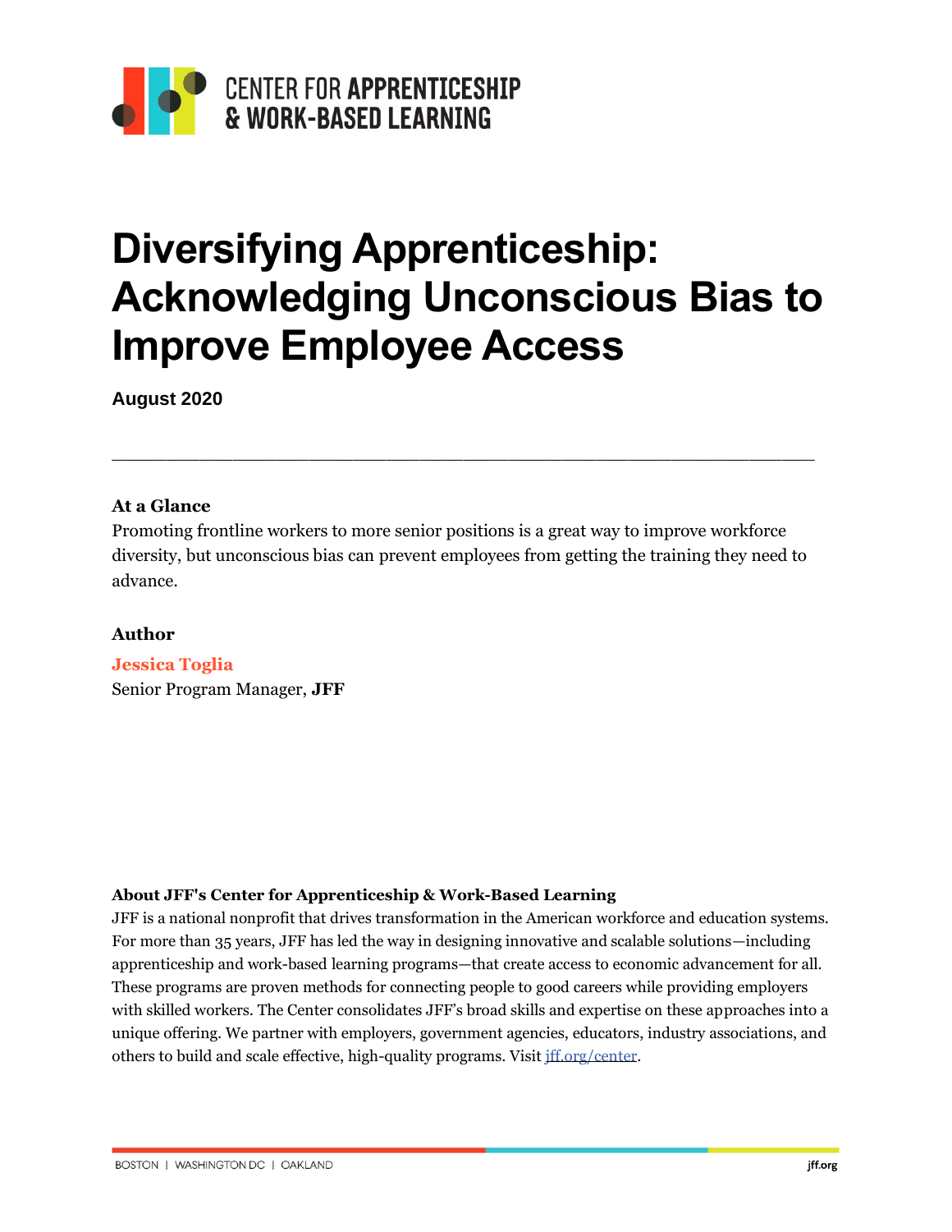CENTER FOR **APPRENTICESHIP & WORK-BASED LEARNING**

# Diversifying Apprenticeship: Acknowledging Unconscious Bias to Improve Employee Access

**August 2020**

---

**At a Glance**

Promoting frontline workers to more senior positions is a great way to improve workforce diversity, but unconscious bias can prevent employees from getting the training they need to advance.

**Author**

**Jessica Toglia**
Senior Program Manager, **JFF**

**About JFF's Center for Apprenticeship & Work-Based Learning**

JFF is a national nonprofit that drives transformation in the American workforce and education systems. For more than 35 years, JFF has led the way in designing innovative and scalable solutions—including apprenticeship and work-based learning programs—that create access to economic advancement for all. These programs are proven methods for connecting people to good careers while providing employers with skilled workers. The Center consolidates JFF's broad skills and expertise on these approaches into a unique offering. We partner with employers, government agencies, educators, industry associations, and others to build and scale effective, high-quality programs. Visit [jff.org/center](jff.org/center).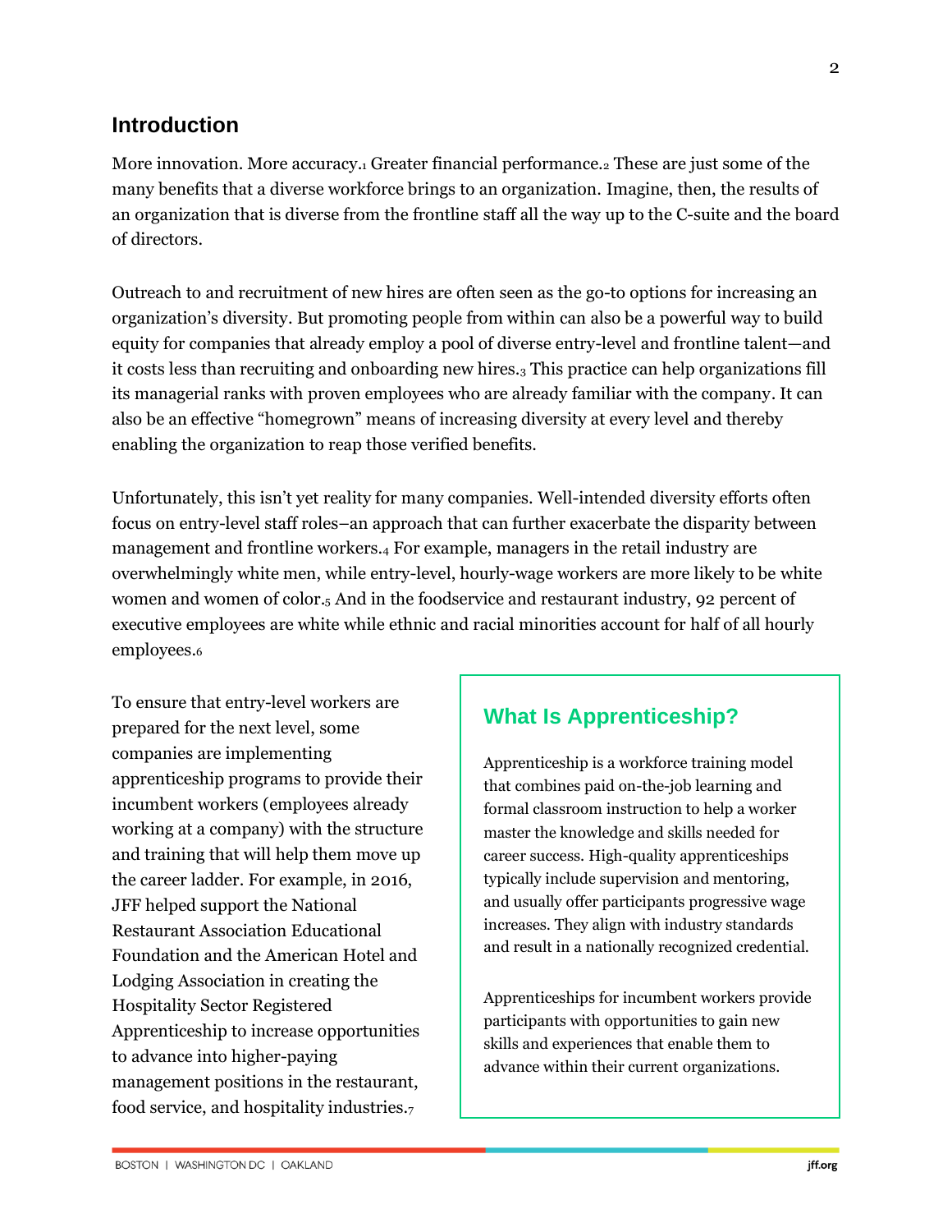## Introduction

More innovation. More accuracy.[1] Greater financial performance.[2] These are just some of the many benefits that a diverse workforce brings to an organization. Imagine, then, the results of an organization that is diverse from the frontline staff all the way up to the C-suite and the board of directors.

Outreach to and recruitment of new hires are often seen as the go-to options for increasing an organization's diversity. But promoting people from within can also be a powerful way to build equity for companies that already employ a pool of diverse entry-level and frontline talent—and it costs less than recruiting and onboarding new hires.[3] This practice can help organizations fill its managerial ranks with proven employees who are already familiar with the company. It can also be an effective "homegrown" means of increasing diversity at every level and thereby enabling the organization to reap those verified benefits.

Unfortunately, this isn't yet reality for many companies. Well-intended diversity efforts often focus on entry-level staff roles–an approach that can further exacerbate the disparity between management and frontline workers.[4] For example, managers in the retail industry are overwhelmingly white men, while entry-level, hourly-wage workers are more likely to be white women and women of color.[5] And in the foodservice and restaurant industry, 92 percent of executive employees are white while ethnic and racial minorities account for half of all hourly employees.[6]

To ensure that entry-level workers are prepared for the next level, some companies are implementing apprenticeship programs to provide their incumbent workers (employees already working at a company) with the structure and training that will help them move up the career ladder. For example, in 2016, JFF helped support the National Restaurant Association Educational Foundation and the American Hotel and Lodging Association in creating the Hospitality Sector Registered Apprenticeship to increase opportunities to advance into higher-paying management positions in the restaurant, food service, and hospitality industries.[7]

### What Is Apprenticeship?

Apprenticeship is a workforce training model that combines paid on-the-job learning and formal classroom instruction to help a worker master the knowledge and skills needed for career success. High-quality apprenticeships typically include supervision and mentoring, and usually offer participants progressive wage increases. They align with industry standards and result in a nationally recognized credential.

Apprenticeships for incumbent workers provide participants with opportunities to gain new skills and experiences that enable them to advance within their current organizations.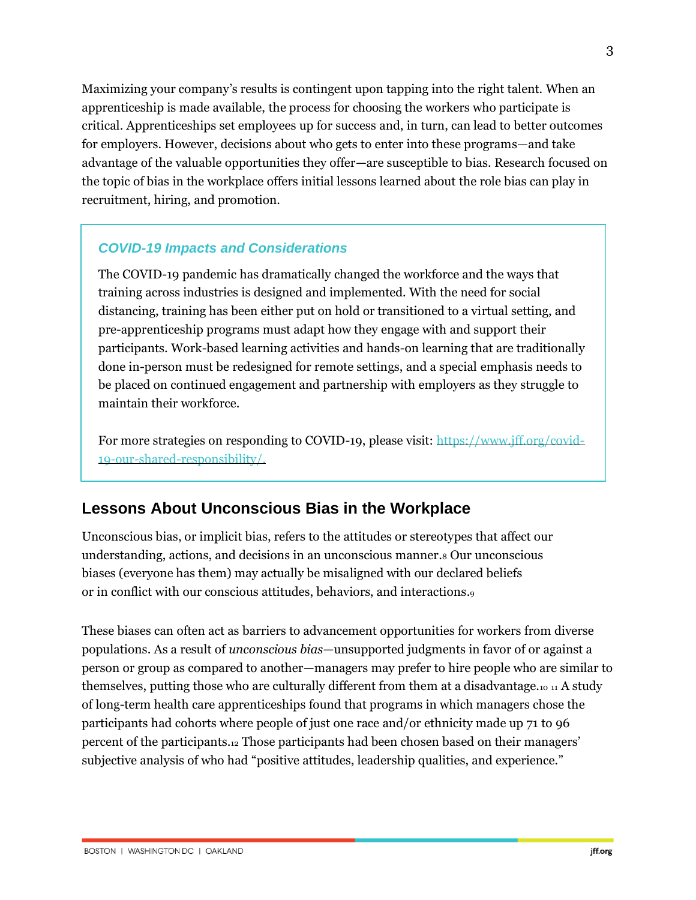Maximizing your company's results is contingent upon tapping into the right talent. When an apprenticeship is made available, the process for choosing the workers who participate is critical. Apprenticeships set employees up for success and, in turn, can lead to better outcomes for employers. However, decisions about who gets to enter into these programs—and take advantage of the valuable opportunities they offer—are susceptible to bias. Research focused on the topic of bias in the workplace offers initial lessons learned about the role bias can play in recruitment, hiring, and promotion.

> ***COVID-19 Impacts and Considerations***
>
> The COVID-19 pandemic has dramatically changed the workforce and the ways that training across industries is designed and implemented. With the need for social distancing, training has been either put on hold or transitioned to a virtual setting, and pre-apprenticeship programs must adapt how they engage with and support their participants. Work-based learning activities and hands-on learning that are traditionally done in-person must be redesigned for remote settings, and a special emphasis needs to be placed on continued engagement and partnership with employers as they struggle to maintain their workforce.
>
> For more strategies on responding to COVID-19, please visit: [https://www.jff.org/covid-19-our-shared-responsibility/.](https://www.jff.org/covid-19-our-shared-responsibility/)

## Lessons About Unconscious Bias in the Workplace

Unconscious bias, or implicit bias, refers to the attitudes or stereotypes that affect our understanding, actions, and decisions in an unconscious manner.[8] Our unconscious biases (everyone has them) may actually be misaligned with our declared beliefs or in conflict with our conscious attitudes, behaviors, and interactions.[9]

These biases can often act as barriers to advancement opportunities for workers from diverse populations. As a result of *unconscious bias*—unsupported judgments in favor of or against a person or group as compared to another—managers may prefer to hire people who are similar to themselves, putting those who are culturally different from them at a disadvantage.[10] [11] A study of long-term health care apprenticeships found that programs in which managers chose the participants had cohorts where people of just one race and/or ethnicity made up 71 to 96 percent of the participants.[12] Those participants had been chosen based on their managers' subjective analysis of who had "positive attitudes, leadership qualities, and experience."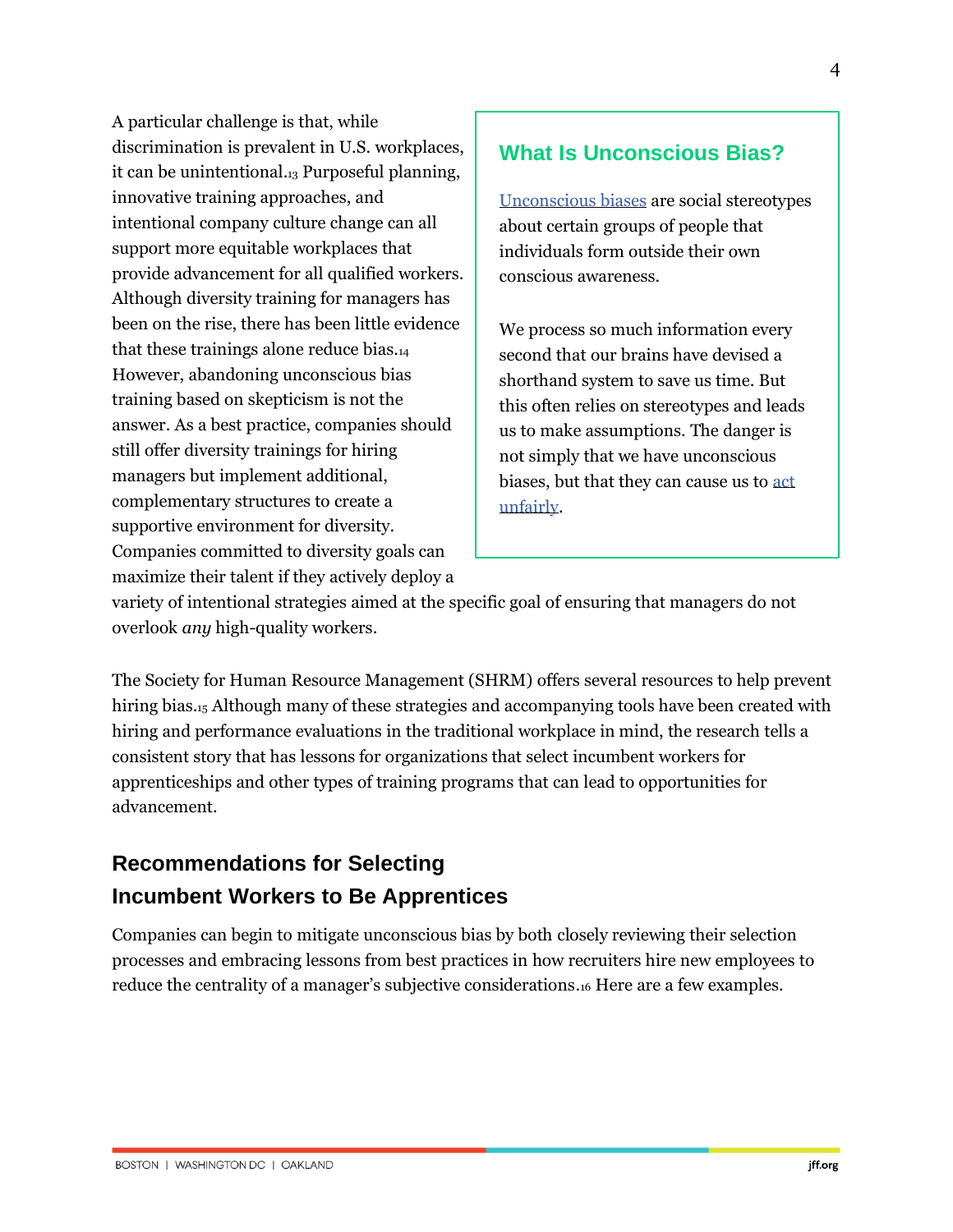A particular challenge is that, while discrimination is prevalent in U.S. workplaces, it can be unintentional.[13] Purposeful planning, innovative training approaches, and intentional company culture change can all support more equitable workplaces that provide advancement for all qualified workers. Although diversity training for managers has been on the rise, there has been little evidence that these trainings alone reduce bias.[14] However, abandoning unconscious bias training based on skepticism is not the answer. As a best practice, companies should still offer diversity trainings for hiring managers but implement additional, complementary structures to create a supportive environment for diversity. Companies committed to diversity goals can maximize their talent if they actively deploy a variety of intentional strategies aimed at the specific goal of ensuring that managers do not overlook *any* high-quality workers.

### What Is Unconscious Bias?

Unconscious biases are social stereotypes about certain groups of people that individuals form outside their own conscious awareness.

We process so much information every second that our brains have devised a shorthand system to save us time. But this often relies on stereotypes and leads us to make assumptions. The danger is not simply that we have unconscious biases, but that they can cause us to act unfairly.

The Society for Human Resource Management (SHRM) offers several resources to help prevent hiring bias.[15] Although many of these strategies and accompanying tools have been created with hiring and performance evaluations in the traditional workplace in mind, the research tells a consistent story that has lessons for organizations that select incumbent workers for apprenticeships and other types of training programs that can lead to opportunities for advancement.

## Recommendations for Selecting Incumbent Workers to Be Apprentices

Companies can begin to mitigate unconscious bias by both closely reviewing their selection processes and embracing lessons from best practices in how recruiters hire new employees to reduce the centrality of a manager's subjective considerations.[16] Here are a few examples.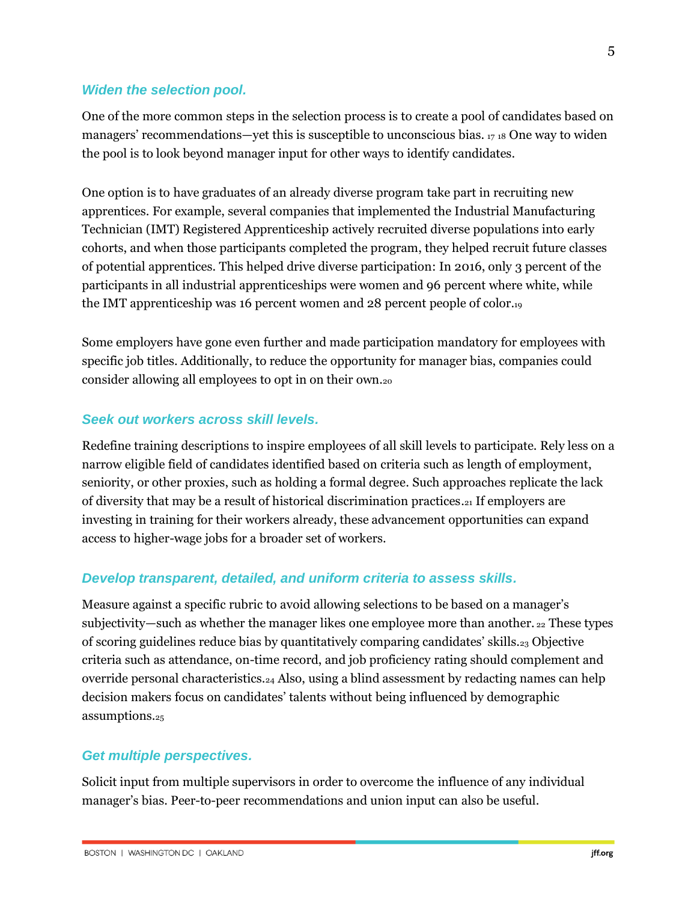### *Widen the selection pool.*

One of the more common steps in the selection process is to create a pool of candidates based on managers' recommendations—yet this is susceptible to unconscious bias. [17] [18] One way to widen the pool is to look beyond manager input for other ways to identify candidates.

One option is to have graduates of an already diverse program take part in recruiting new apprentices. For example, several companies that implemented the Industrial Manufacturing Technician (IMT) Registered Apprenticeship actively recruited diverse populations into early cohorts, and when those participants completed the program, they helped recruit future classes of potential apprentices. This helped drive diverse participation: In 2016, only 3 percent of the participants in all industrial apprenticeships were women and 96 percent where white, while the IMT apprenticeship was 16 percent women and 28 percent people of color.[19]

Some employers have gone even further and made participation mandatory for employees with specific job titles. Additionally, to reduce the opportunity for manager bias, companies could consider allowing all employees to opt in on their own.[20]

### *Seek out workers across skill levels.*

Redefine training descriptions to inspire employees of all skill levels to participate. Rely less on a narrow eligible field of candidates identified based on criteria such as length of employment, seniority, or other proxies, such as holding a formal degree. Such approaches replicate the lack of diversity that may be a result of historical discrimination practices.[21] If employers are investing in training for their workers already, these advancement opportunities can expand access to higher-wage jobs for a broader set of workers.

### *Develop transparent, detailed, and uniform criteria to assess skills.*

Measure against a specific rubric to avoid allowing selections to be based on a manager's subjectivity—such as whether the manager likes one employee more than another. [22] These types of scoring guidelines reduce bias by quantitatively comparing candidates' skills.[23] Objective criteria such as attendance, on-time record, and job proficiency rating should complement and override personal characteristics.[24] Also, using a blind assessment by redacting names can help decision makers focus on candidates' talents without being influenced by demographic assumptions.[25]

### *Get multiple perspectives.*

Solicit input from multiple supervisors in order to overcome the influence of any individual manager's bias. Peer-to-peer recommendations and union input can also be useful.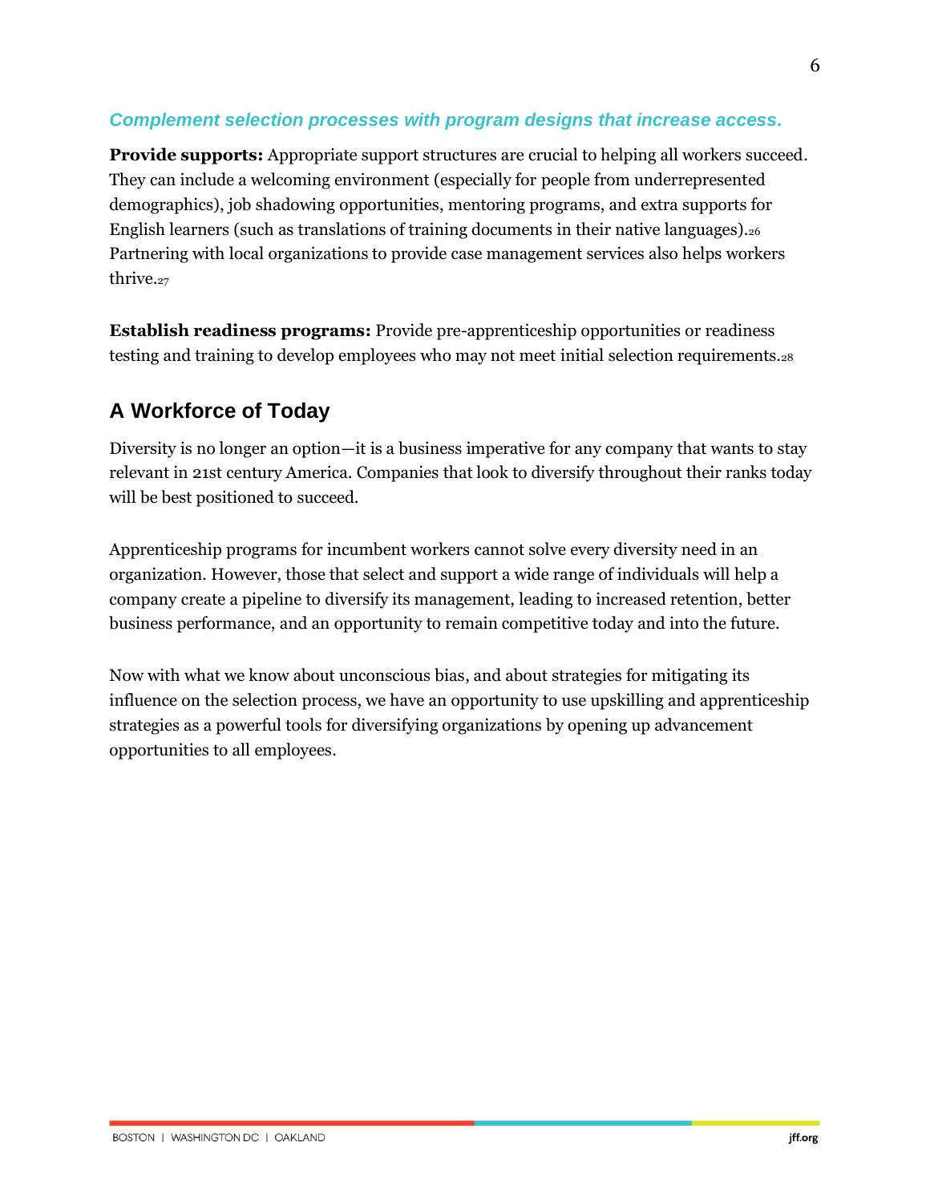### *Complement selection processes with program designs that increase access.*

**Provide supports:** Appropriate support structures are crucial to helping all workers succeed. They can include a welcoming environment (especially for people from underrepresented demographics), job shadowing opportunities, mentoring programs, and extra supports for English learners (such as translations of training documents in their native languages).[26] Partnering with local organizations to provide case management services also helps workers thrive.[27]

**Establish readiness programs:** Provide pre-apprenticeship opportunities or readiness testing and training to develop employees who may not meet initial selection requirements.[28]

## A Workforce of Today

Diversity is no longer an option—it is a business imperative for any company that wants to stay relevant in 21st century America. Companies that look to diversify throughout their ranks today will be best positioned to succeed.

Apprenticeship programs for incumbent workers cannot solve every diversity need in an organization. However, those that select and support a wide range of individuals will help a company create a pipeline to diversify its management, leading to increased retention, better business performance, and an opportunity to remain competitive today and into the future.

Now with what we know about unconscious bias, and about strategies for mitigating its influence on the selection process, we have an opportunity to use upskilling and apprenticeship strategies as a powerful tools for diversifying organizations by opening up advancement opportunities to all employees.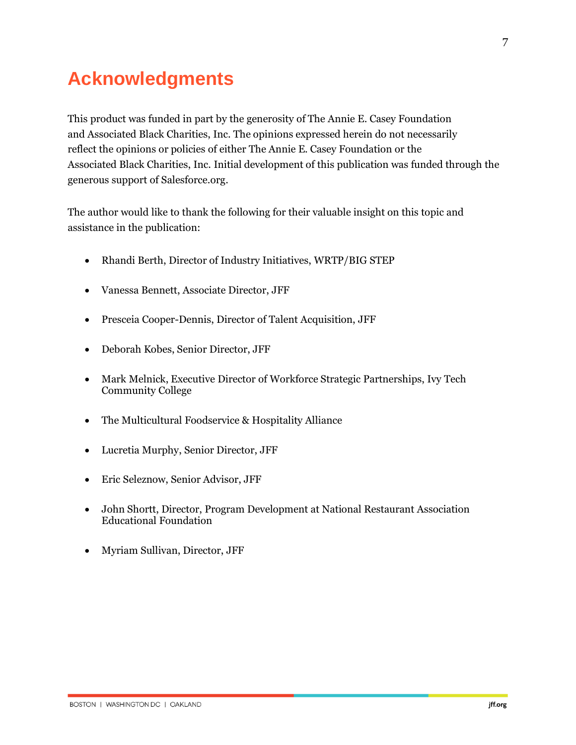# Acknowledgments

This product was funded in part by the generosity of The Annie E. Casey Foundation and Associated Black Charities, Inc. The opinions expressed herein do not necessarily reflect the opinions or policies of either The Annie E. Casey Foundation or the Associated Black Charities, Inc. Initial development of this publication was funded through the generous support of Salesforce.org.

The author would like to thank the following for their valuable insight on this topic and assistance in the publication:

- Rhandi Berth, Director of Industry Initiatives, WRTP/BIG STEP
- Vanessa Bennett, Associate Director, JFF
- Presceia Cooper-Dennis, Director of Talent Acquisition, JFF
- Deborah Kobes, Senior Director, JFF
- Mark Melnick, Executive Director of Workforce Strategic Partnerships, Ivy Tech Community College
- The Multicultural Foodservice & Hospitality Alliance
- Lucretia Murphy, Senior Director, JFF
- Eric Seleznow, Senior Advisor, JFF
- John Shortt, Director, Program Development at National Restaurant Association Educational Foundation
- Myriam Sullivan, Director, JFF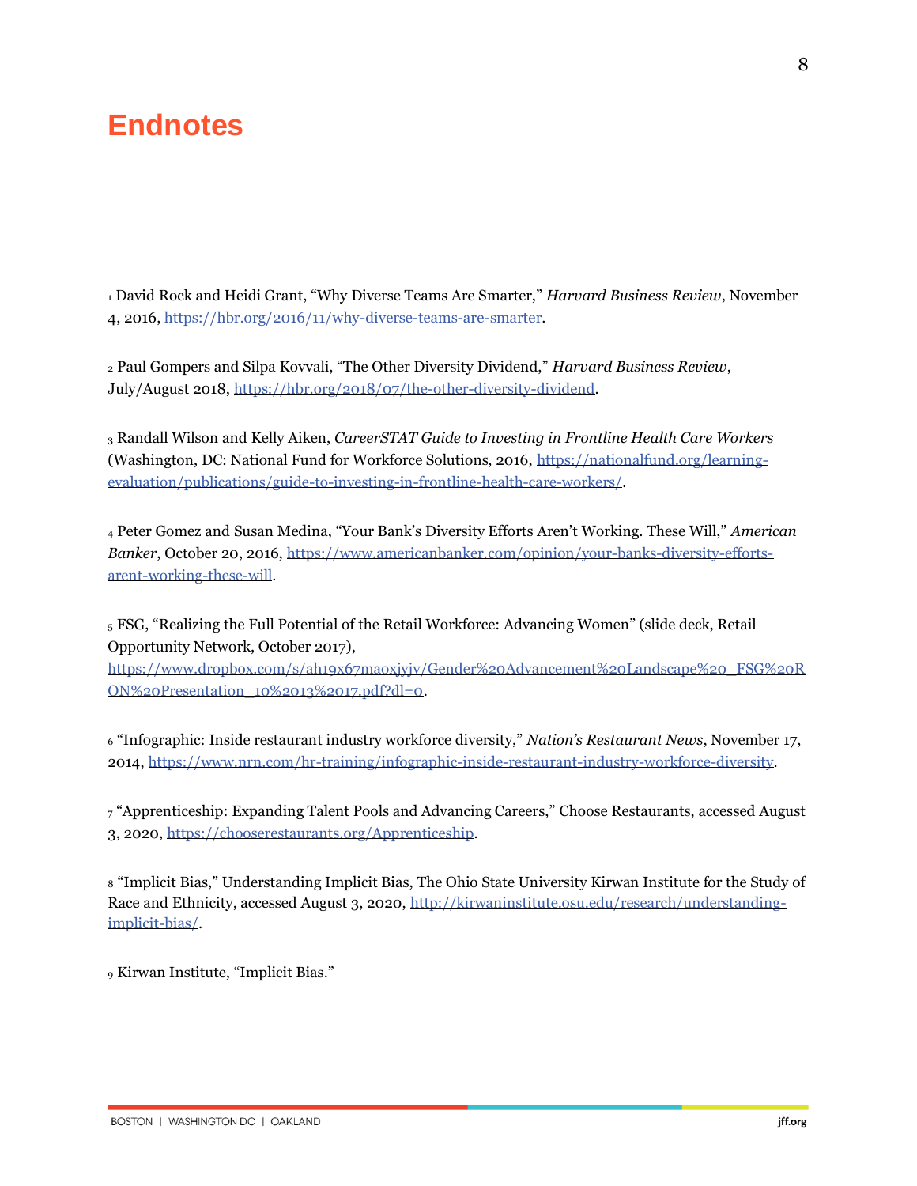# Endnotes

[1] David Rock and Heidi Grant, "Why Diverse Teams Are Smarter," *Harvard Business Review*, November 4, 2016, https://hbr.org/2016/11/why-diverse-teams-are-smarter.

[2] Paul Gompers and Silpa Kovvali, "The Other Diversity Dividend," *Harvard Business Review*, July/August 2018, https://hbr.org/2018/07/the-other-diversity-dividend.

[3] Randall Wilson and Kelly Aiken, *CareerSTAT Guide to Investing in Frontline Health Care Workers* (Washington, DC: National Fund for Workforce Solutions, 2016, https://nationalfund.org/learning-evaluation/publications/guide-to-investing-in-frontline-health-care-workers/.

[4] Peter Gomez and Susan Medina, "Your Bank's Diversity Efforts Aren't Working. These Will," *American Banker*, October 20, 2016, https://www.americanbanker.com/opinion/your-banks-diversity-efforts-arent-working-these-will.

[5] FSG, "Realizing the Full Potential of the Retail Workforce: Advancing Women" (slide deck, Retail Opportunity Network, October 2017), https://www.dropbox.com/s/ah19x67maoxjyjv/Gender%20Advancement%20Landscape%20_FSG%20RON%20Presentation_10%2013%2017.pdf?dl=0.

[6] "Infographic: Inside restaurant industry workforce diversity," *Nation's Restaurant News*, November 17, 2014, https://www.nrn.com/hr-training/infographic-inside-restaurant-industry-workforce-diversity.

[7] "Apprenticeship: Expanding Talent Pools and Advancing Careers," Choose Restaurants, accessed August 3, 2020, https://chooserestaurants.org/Apprenticeship.

[8] "Implicit Bias," Understanding Implicit Bias, The Ohio State University Kirwan Institute for the Study of Race and Ethnicity, accessed August 3, 2020, http://kirwaninstitute.osu.edu/research/understanding-implicit-bias/.

[9] Kirwan Institute, "Implicit Bias."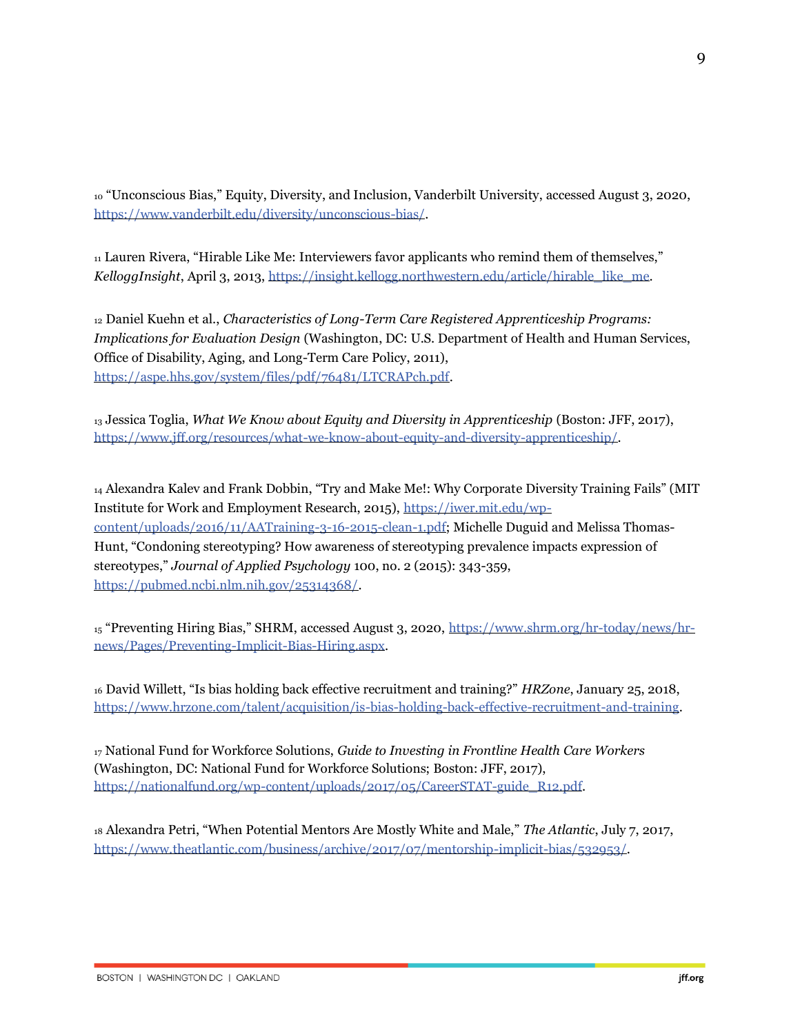[10] "Unconscious Bias," Equity, Diversity, and Inclusion, Vanderbilt University, accessed August 3, 2020, https://www.vanderbilt.edu/diversity/unconscious-bias/.

[11] Lauren Rivera, "Hirable Like Me: Interviewers favor applicants who remind them of themselves," *KelloggInsight*, April 3, 2013, https://insight.kellogg.northwestern.edu/article/hirable_like_me.

[12] Daniel Kuehn et al., *Characteristics of Long-Term Care Registered Apprenticeship Programs: Implications for Evaluation Design* (Washington, DC: U.S. Department of Health and Human Services, Office of Disability, Aging, and Long-Term Care Policy, 2011), https://aspe.hhs.gov/system/files/pdf/76481/LTCRAPch.pdf.

[13] Jessica Toglia, *What We Know about Equity and Diversity in Apprenticeship* (Boston: JFF, 2017), https://www.jff.org/resources/what-we-know-about-equity-and-diversity-apprenticeship/.

[14] Alexandra Kalev and Frank Dobbin, "Try and Make Me!: Why Corporate Diversity Training Fails" (MIT Institute for Work and Employment Research, 2015), https://iwer.mit.edu/wp-content/uploads/2016/11/AATraining-3-16-2015-clean-1.pdf; Michelle Duguid and Melissa Thomas-Hunt, "Condoning stereotyping? How awareness of stereotyping prevalence impacts expression of stereotypes," *Journal of Applied Psychology* 100, no. 2 (2015): 343-359, https://pubmed.ncbi.nlm.nih.gov/25314368/.

[15] "Preventing Hiring Bias," SHRM, accessed August 3, 2020, https://www.shrm.org/hr-today/news/hr-news/Pages/Preventing-Implicit-Bias-Hiring.aspx.

[16] David Willett, "Is bias holding back effective recruitment and training?" *HRZone*, January 25, 2018, https://www.hrzone.com/talent/acquisition/is-bias-holding-back-effective-recruitment-and-training.

[17] National Fund for Workforce Solutions, *Guide to Investing in Frontline Health Care Workers* (Washington, DC: National Fund for Workforce Solutions; Boston: JFF, 2017), https://nationalfund.org/wp-content/uploads/2017/05/CareerSTAT-guide_R12.pdf.

[18] Alexandra Petri, "When Potential Mentors Are Mostly White and Male," *The Atlantic*, July 7, 2017, https://www.theatlantic.com/business/archive/2017/07/mentorship-implicit-bias/532953/.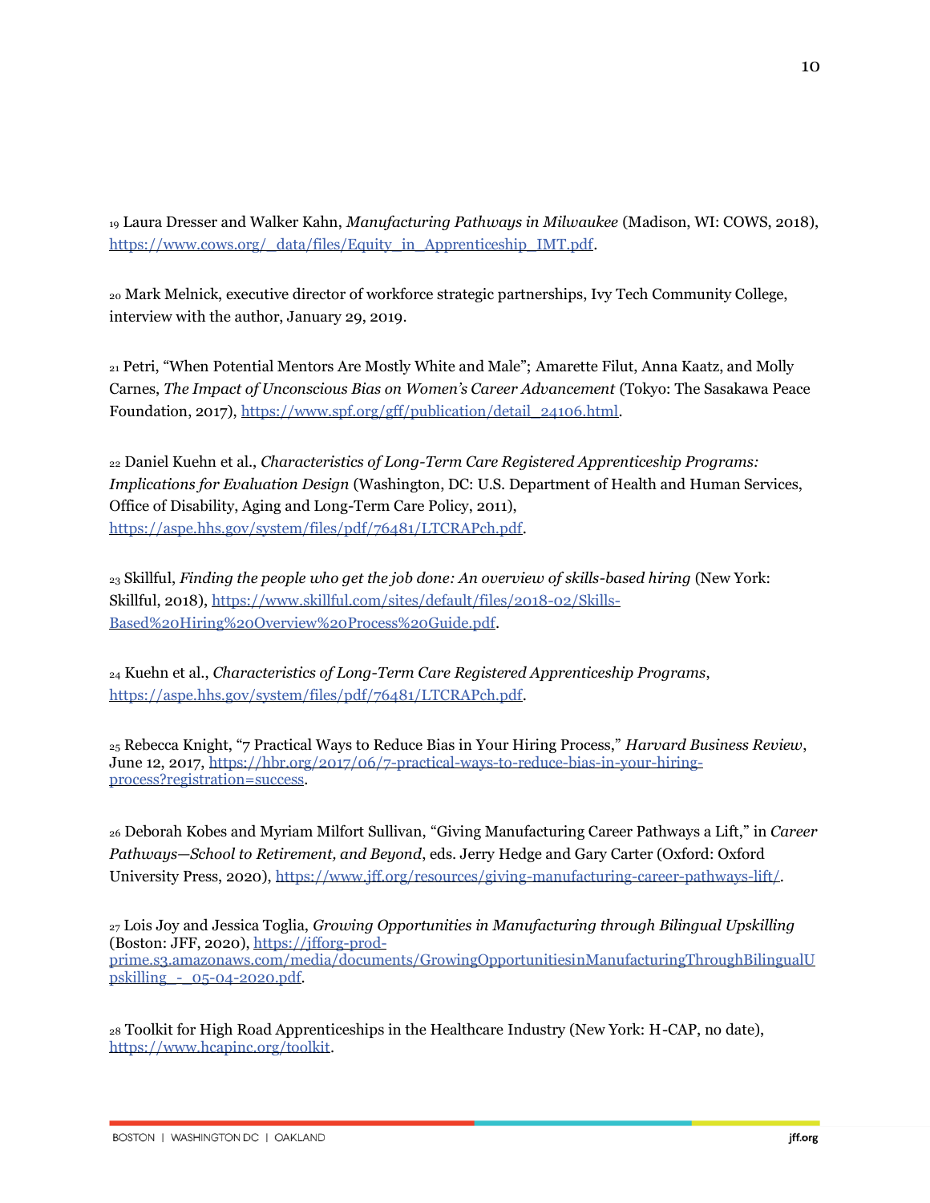19 Laura Dresser and Walker Kahn, *Manufacturing Pathways in Milwaukee* (Madison, WI: COWS, 2018), https://www.cows.org/_data/files/Equity_in_Apprenticeship_IMT.pdf.

20 Mark Melnick, executive director of workforce strategic partnerships, Ivy Tech Community College, interview with the author, January 29, 2019.

21 Petri, "When Potential Mentors Are Mostly White and Male"; Amarette Filut, Anna Kaatz, and Molly Carnes, *The Impact of Unconscious Bias on Women's Career Advancement* (Tokyo: The Sasakawa Peace Foundation, 2017), https://www.spf.org/gff/publication/detail_24106.html.

22 Daniel Kuehn et al., *Characteristics of Long-Term Care Registered Apprenticeship Programs: Implications for Evaluation Design* (Washington, DC: U.S. Department of Health and Human Services, Office of Disability, Aging and Long-Term Care Policy, 2011), https://aspe.hhs.gov/system/files/pdf/76481/LTCRAPch.pdf.

23 Skillful, *Finding the people who get the job done: An overview of skills-based hiring* (New York: Skillful, 2018), https://www.skillful.com/sites/default/files/2018-02/Skills-Based%20Hiring%20Overview%20Process%20Guide.pdf.

24 Kuehn et al., *Characteristics of Long-Term Care Registered Apprenticeship Programs*, https://aspe.hhs.gov/system/files/pdf/76481/LTCRAPch.pdf.

25 Rebecca Knight, "7 Practical Ways to Reduce Bias in Your Hiring Process," *Harvard Business Review*, June 12, 2017, https://hbr.org/2017/06/7-practical-ways-to-reduce-bias-in-your-hiring-process?registration=success.

26 Deborah Kobes and Myriam Milfort Sullivan, "Giving Manufacturing Career Pathways a Lift," in *Career Pathways—School to Retirement, and Beyond*, eds. Jerry Hedge and Gary Carter (Oxford: Oxford University Press, 2020), https://www.jff.org/resources/giving-manufacturing-career-pathways-lift/.

27 Lois Joy and Jessica Toglia, *Growing Opportunities in Manufacturing through Bilingual Upskilling* (Boston: JFF, 2020), https://jfforg-prod-prime.s3.amazonaws.com/media/documents/GrowingOpportunitiesinManufacturingThroughBilingualUpskilling_-_05-04-2020.pdf.

28 Toolkit for High Road Apprenticeships in the Healthcare Industry (New York: H-CAP, no date), https://www.hcapinc.org/toolkit.